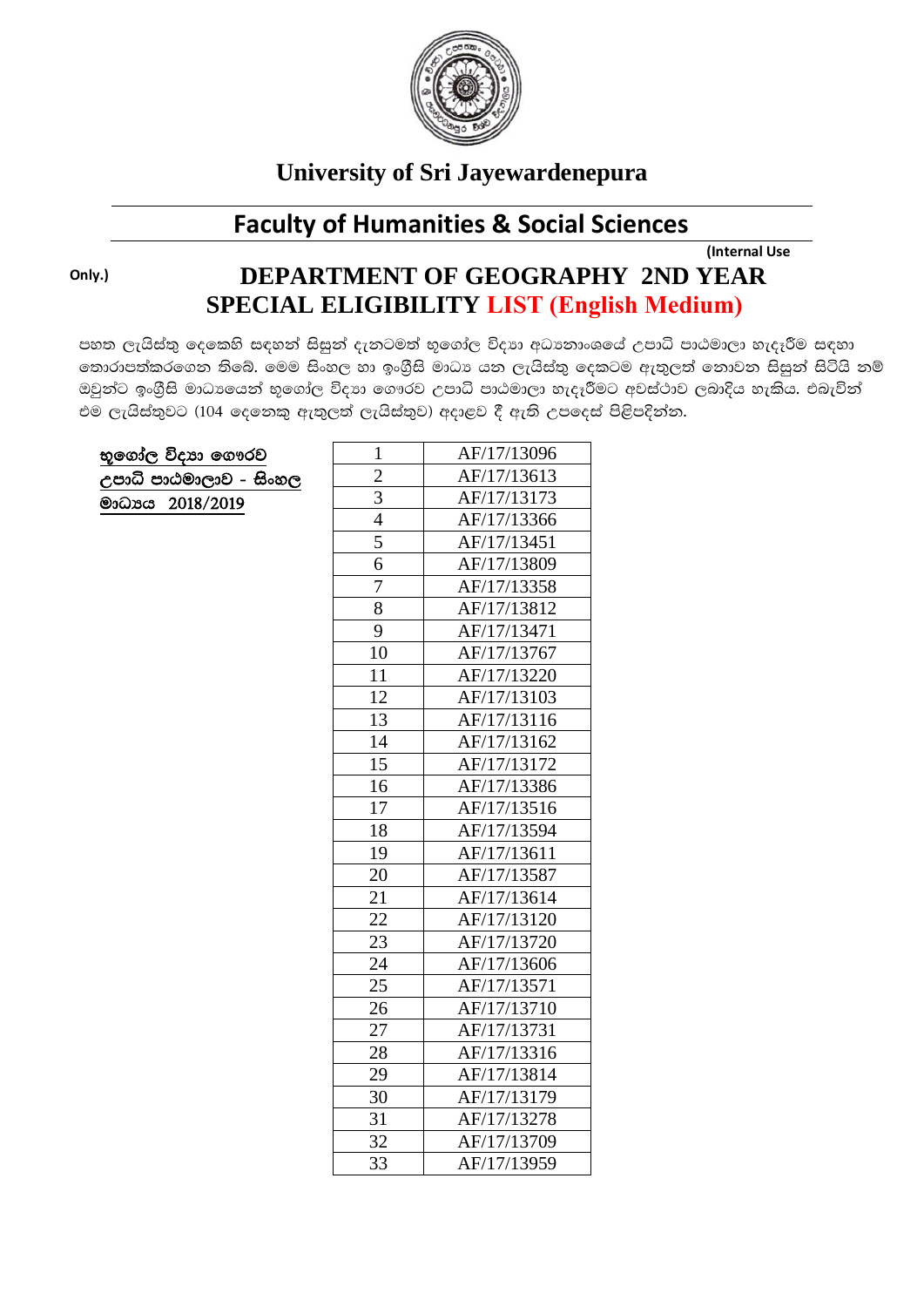# University of Sri Jayewardenepura

## Faculty of Humanities & Social Sciences

**(Internal Use Only.)**

## DEPARTMENT OF GEOGRAPHY 2ND YEAR SPECIAL ELIGIBILITY LIST (English Medium)

පහත ලැයිස්තු දෙකෙහි සඳහන් සිසුන් දැනටමත් භූගෝල විද්‍යා අධ්‍යනාංශයේ උපාධි පාඨමාලා හැදෑරීම සඳහා තොරාපත්කරගෙන තිබේ. මෙම සිංහල හා ඉංග්‍රීසි මාධ්‍ය යන ලැයිස්තු දෙකටම ඇතුලත් නොවන සිසුන් සිටියි නම් ඔවුන්ට ඉංග්‍රීසි මාධ්‍යයෙන් භූගෝල විද්‍යා ගෞරව උපාධි පාඨමාලා හැදෑරීමට අවස්ථාව ලබාදිය හැකිය. එබැවින් එම ලැයිස්තුවට (104 දෙනෙකු ඇතුලත් ලැයිස්තුව) අදාළව දී ඇති උපදෙස් පිළිපදින්න.

**භූගෝල විද්‍යා ගෞරව උපාධි පාඨමාලාව - සිංහල මාධ්‍යය 2018/2019**

| | |
|---|---|
| 1 | AF/17/13096 |
| 2 | AF/17/13613 |
| 3 | AF/17/13173 |
| 4 | AF/17/13366 |
| 5 | AF/17/13451 |
| 6 | AF/17/13809 |
| 7 | AF/17/13358 |
| 8 | AF/17/13812 |
| 9 | AF/17/13471 |
| 10 | AF/17/13767 |
| 11 | AF/17/13220 |
| 12 | AF/17/13103 |
| 13 | AF/17/13116 |
| 14 | AF/17/13162 |
| 15 | AF/17/13172 |
| 16 | AF/17/13386 |
| 17 | AF/17/13516 |
| 18 | AF/17/13594 |
| 19 | AF/17/13611 |
| 20 | AF/17/13587 |
| 21 | AF/17/13614 |
| 22 | AF/17/13120 |
| 23 | AF/17/13720 |
| 24 | AF/17/13606 |
| 25 | AF/17/13571 |
| 26 | AF/17/13710 |
| 27 | AF/17/13731 |
| 28 | AF/17/13316 |
| 29 | AF/17/13814 |
| 30 | AF/17/13179 |
| 31 | AF/17/13278 |
| 32 | AF/17/13709 |
| 33 | AF/17/13959 |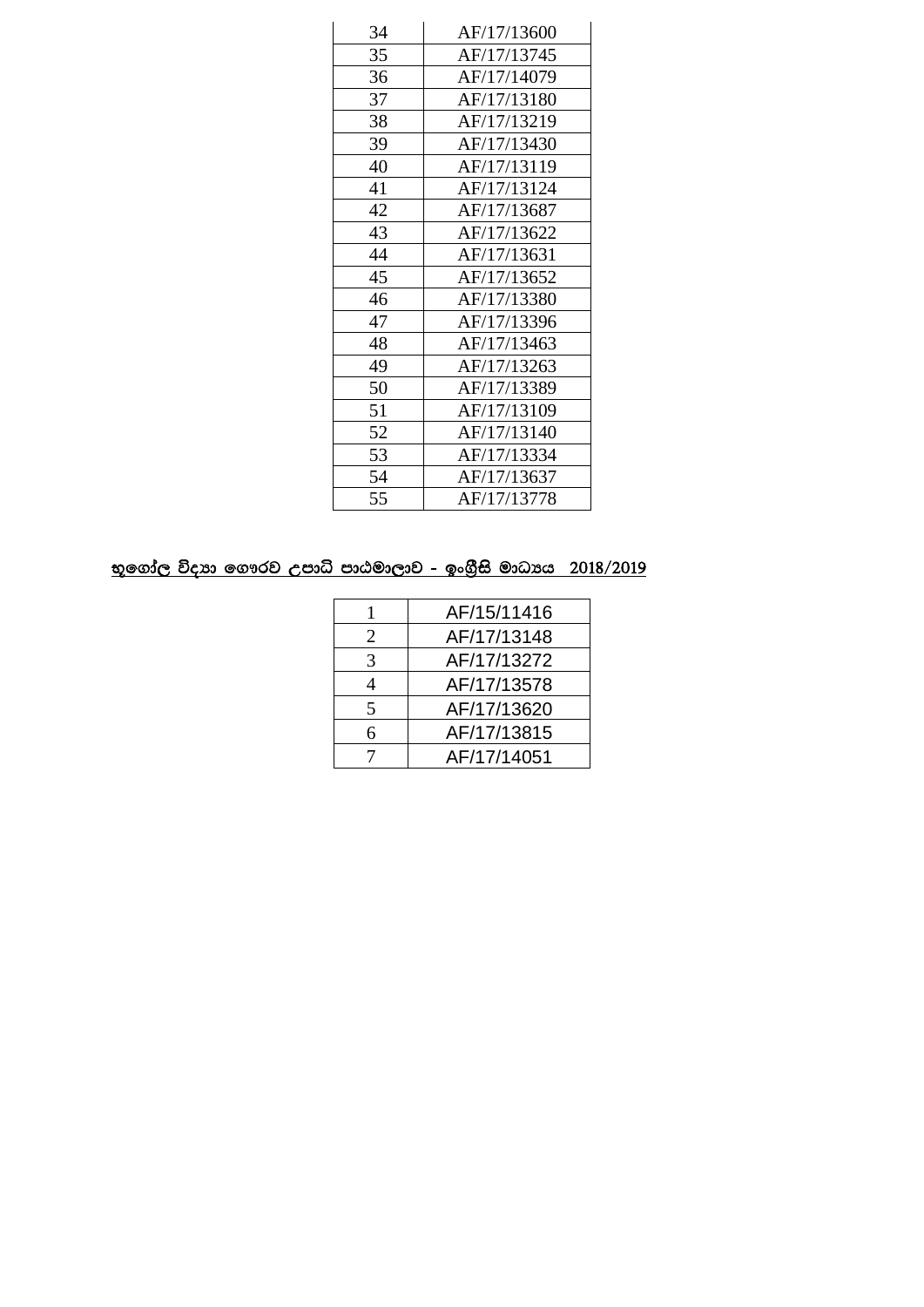| | |
|---|---|
| 34 | AF/17/13600 |
| 35 | AF/17/13745 |
| 36 | AF/17/14079 |
| 37 | AF/17/13180 |
| 38 | AF/17/13219 |
| 39 | AF/17/13430 |
| 40 | AF/17/13119 |
| 41 | AF/17/13124 |
| 42 | AF/17/13687 |
| 43 | AF/17/13622 |
| 44 | AF/17/13631 |
| 45 | AF/17/13652 |
| 46 | AF/17/13380 |
| 47 | AF/17/13396 |
| 48 | AF/17/13463 |
| 49 | AF/17/13263 |
| 50 | AF/17/13389 |
| 51 | AF/17/13109 |
| 52 | AF/17/13140 |
| 53 | AF/17/13334 |
| 54 | AF/17/13637 |
| 55 | AF/17/13778 |

**භූගෝල විද්‍යා ගෞරව උපාධි පාඨමාලාව - ඉංග්‍රීසි මාධ්‍යය 2018/2019**

| | |
|---|---|
| 1 | AF/15/11416 |
| 2 | AF/17/13148 |
| 3 | AF/17/13272 |
| 4 | AF/17/13578 |
| 5 | AF/17/13620 |
| 6 | AF/17/13815 |
| 7 | AF/17/14051 |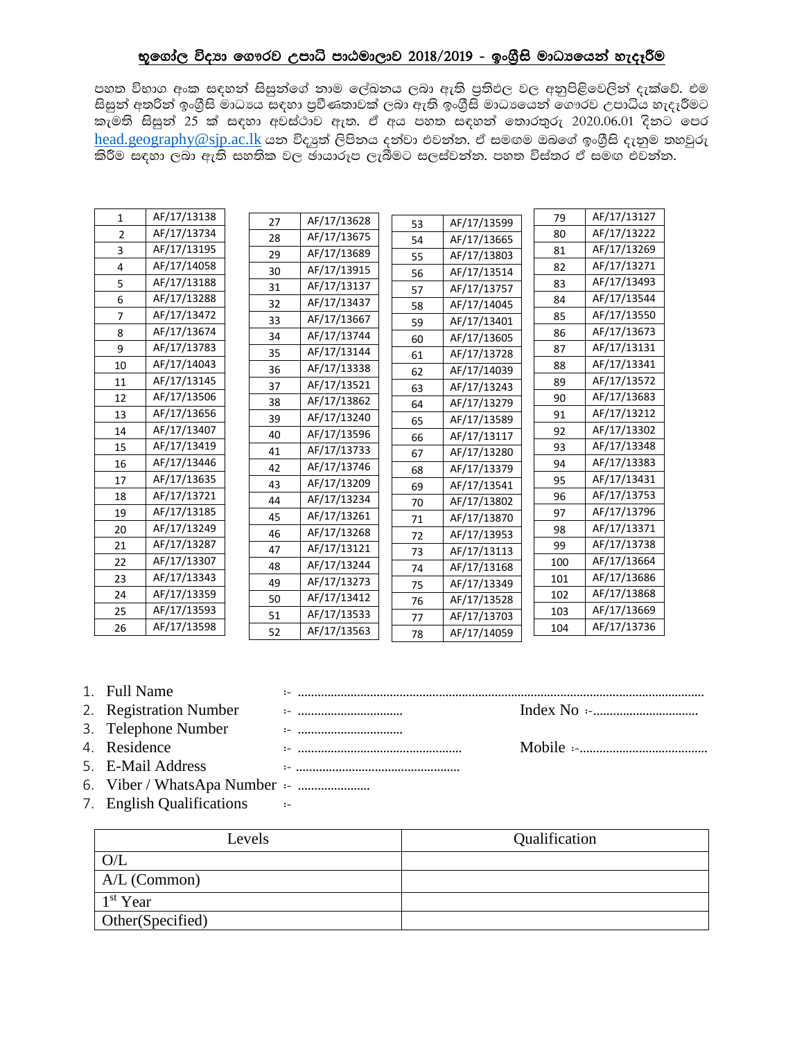# භූගෝල විද්‍යා ගෞරව උපාධි පාඨමාලාව 2018/2019 - ඉංග්‍රීසි මාධ්‍යයෙන් හැදෑරීම

පහත විභාග අංක සඳහන් සිසුන්ගේ නාම ලේඛනය ලබා ඇති ප්‍රතිඵල වල අනුපිළිවෙලින් දැක්වේ. එම සිසුන් අතරින් ඉංග්‍රීසි මාධ්‍යය සඳහා ප්‍රවීණතාවක් ලබා ඇති ඉංග්‍රීසි මාධ්‍යයෙන් ගෞරව උපාධිය හැදෑරීමට කැමති සිසුන් 25 ක් සඳහා අවස්ථාව ඇත. ඒ අය පහත සඳහන් තොරතුරු 2020.06.01 දිනට පෙර head.geography@sjp.ac.lk යන විද්‍යුත් ලිපිනය දන්වා එවන්න. ඒ සමගම ඔබගේ ඉංග්‍රීසි දැනුම තහවුරු කිරීම සඳහා ලබා ඇති සහතික වල ඡායාරූප ලැබීමට සලස්වන්න. පහත විස්තර ඒ සමග එවන්න.

| | | | | | | | |
|---|---|---|---|---|---|---|---|
| 1 | AF/17/13138 | 27 | AF/17/13628 | 53 | AF/17/13599 | 79 | AF/17/13127 |
| 2 | AF/17/13734 | 28 | AF/17/13675 | 54 | AF/17/13665 | 80 | AF/17/13222 |
| 3 | AF/17/13195 | 29 | AF/17/13689 | 55 | AF/17/13803 | 81 | AF/17/13269 |
| 4 | AF/17/14058 | 30 | AF/17/13915 | 56 | AF/17/13514 | 82 | AF/17/13271 |
| 5 | AF/17/13188 | 31 | AF/17/13137 | 57 | AF/17/13757 | 83 | AF/17/13493 |
| 6 | AF/17/13288 | 32 | AF/17/13437 | 58 | AF/17/14045 | 84 | AF/17/13544 |
| 7 | AF/17/13472 | 33 | AF/17/13667 | 59 | AF/17/13401 | 85 | AF/17/13550 |
| 8 | AF/17/13674 | 34 | AF/17/13744 | 60 | AF/17/13605 | 86 | AF/17/13673 |
| 9 | AF/17/13783 | 35 | AF/17/13144 | 61 | AF/17/13728 | 87 | AF/17/13131 |
| 10 | AF/17/14043 | 36 | AF/17/13338 | 62 | AF/17/14039 | 88 | AF/17/13341 |
| 11 | AF/17/13145 | 37 | AF/17/13521 | 63 | AF/17/13243 | 89 | AF/17/13572 |
| 12 | AF/17/13506 | 38 | AF/17/13862 | 64 | AF/17/13279 | 90 | AF/17/13683 |
| 13 | AF/17/13656 | 39 | AF/17/13240 | 65 | AF/17/13589 | 91 | AF/17/13212 |
| 14 | AF/17/13407 | 40 | AF/17/13596 | 66 | AF/17/13117 | 92 | AF/17/13302 |
| 15 | AF/17/13419 | 41 | AF/17/13733 | 67 | AF/17/13280 | 93 | AF/17/13348 |
| 16 | AF/17/13446 | 42 | AF/17/13746 | 68 | AF/17/13379 | 94 | AF/17/13383 |
| 17 | AF/17/13635 | 43 | AF/17/13209 | 69 | AF/17/13541 | 95 | AF/17/13431 |
| 18 | AF/17/13721 | 44 | AF/17/13234 | 70 | AF/17/13802 | 96 | AF/17/13753 |
| 19 | AF/17/13185 | 45 | AF/17/13261 | 71 | AF/17/13870 | 97 | AF/17/13796 |
| 20 | AF/17/13249 | 46 | AF/17/13268 | 72 | AF/17/13953 | 98 | AF/17/13371 |
| 21 | AF/17/13287 | 47 | AF/17/13121 | 73 | AF/17/13113 | 99 | AF/17/13738 |
| 22 | AF/17/13307 | 48 | AF/17/13244 | 74 | AF/17/13168 | 100 | AF/17/13664 |
| 23 | AF/17/13343 | 49 | AF/17/13273 | 75 | AF/17/13349 | 101 | AF/17/13686 |
| 24 | AF/17/13359 | 50 | AF/17/13412 | 76 | AF/17/13528 | 102 | AF/17/13868 |
| 25 | AF/17/13593 | 51 | AF/17/13533 | 77 | AF/17/13703 | 103 | AF/17/13669 |
| 26 | AF/17/13598 | 52 | AF/17/13563 | 78 | AF/17/14059 | 104 | AF/17/13736 |

1. Full Name :- ..........................................................................................................................
2. Registration Number :- ................................ Index No :-................................
3. Telephone Number :- ................................
4. Residence :- ................................................. Mobile :-.......................................
5. E-Mail Address :- .................................................
6. Viber / WhatsApa Number :- ......................
7. English Qualifications :-

| Levels | Qualification |
|---|---|
| O/L | |
| A/L (Common) | |
| 1st Year | |
| Other(Specified) | |